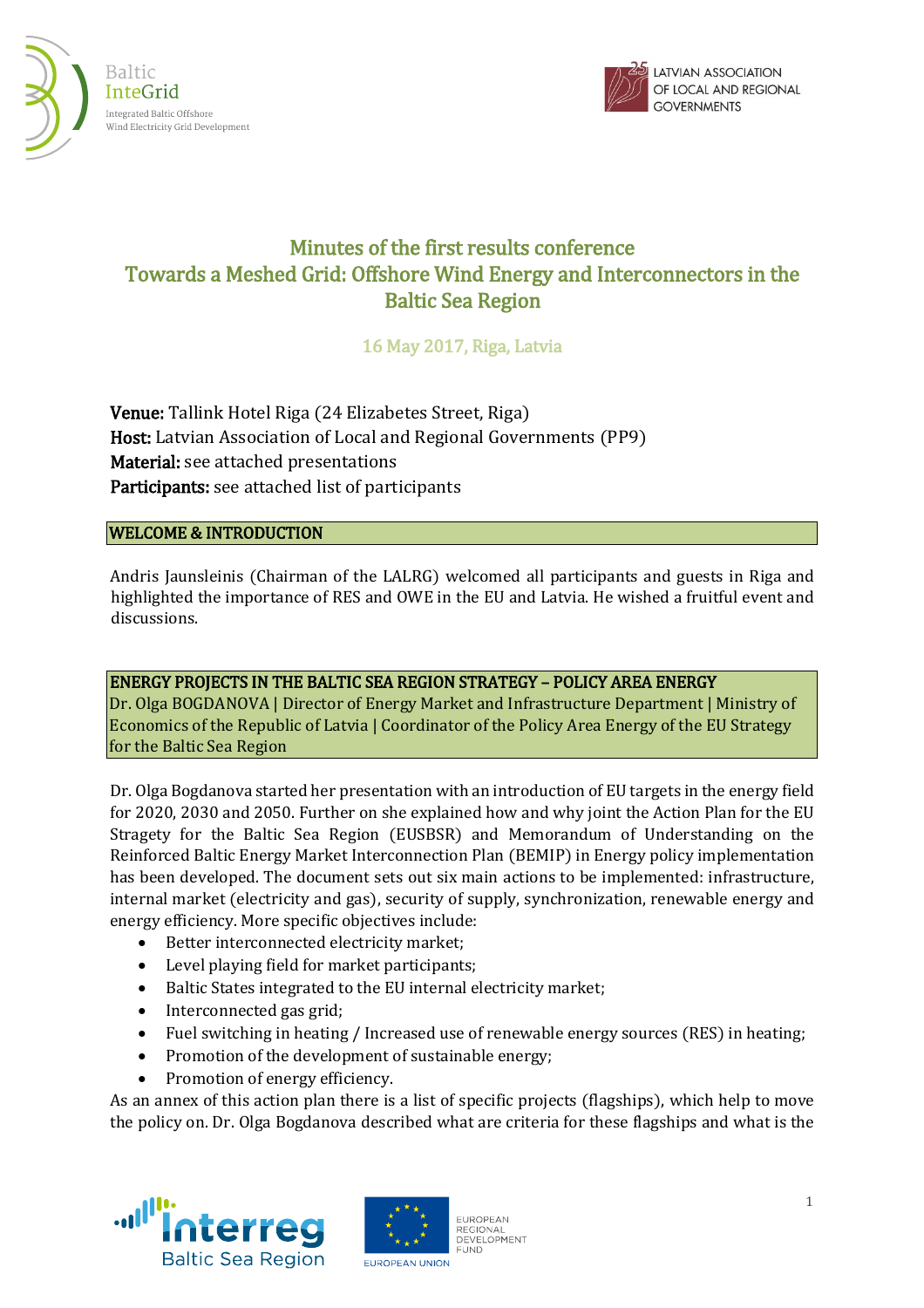# Minutes of the first results conference
# Towards a Meshed Grid: Offshore Wind Energy and Interconnectors in the Baltic Sea Region

16 May 2017, Riga, Latvia

**Venue:** Tallink Hotel Riga (24 Elizabetes Street, Riga)
**Host:** Latvian Association of Local and Regional Governments (PP9)
**Material:** see attached presentations
**Participants:** see attached list of participants

## WELCOME & INTRODUCTION

Andris Jaunsleinis (Chairman of the LALRG) welcomed all participants and guests in Riga and highlighted the importance of RES and OWE in the EU and Latvia. He wished a fruitful event and discussions.

## ENERGY PROJECTS IN THE BALTIC SEA REGION STRATEGY – POLICY AREA ENERGY

Dr. Olga BOGDANOVA | Director of Energy Market and Infrastructure Department | Ministry of Economics of the Republic of Latvia | Coordinator of the Policy Area Energy of the EU Strategy for the Baltic Sea Region

Dr. Olga Bogdanova started her presentation with an introduction of EU targets in the energy field for 2020, 2030 and 2050. Further on she explained how and why joint the Action Plan for the EU Stragety for the Baltic Sea Region (EUSBSR) and Memorandum of Understanding on the Reinforced Baltic Energy Market Interconnection Plan (BEMIP) in Energy policy implementation has been developed. The document sets out six main actions to be implemented: infrastructure, internal market (electricity and gas), security of supply, synchronization, renewable energy and energy efficiency. More specific objectives include:

- Better interconnected electricity market;
- Level playing field for market participants;
- Baltic States integrated to the EU internal electricity market;
- Interconnected gas grid;
- Fuel switching in heating / Increased use of renewable energy sources (RES) in heating;
- Promotion of the development of sustainable energy;
- Promotion of energy efficiency.

As an annex of this action plan there is a list of specific projects (flagships), which help to move the policy on. Dr. Olga Bogdanova described what are criteria for these flagships and what is the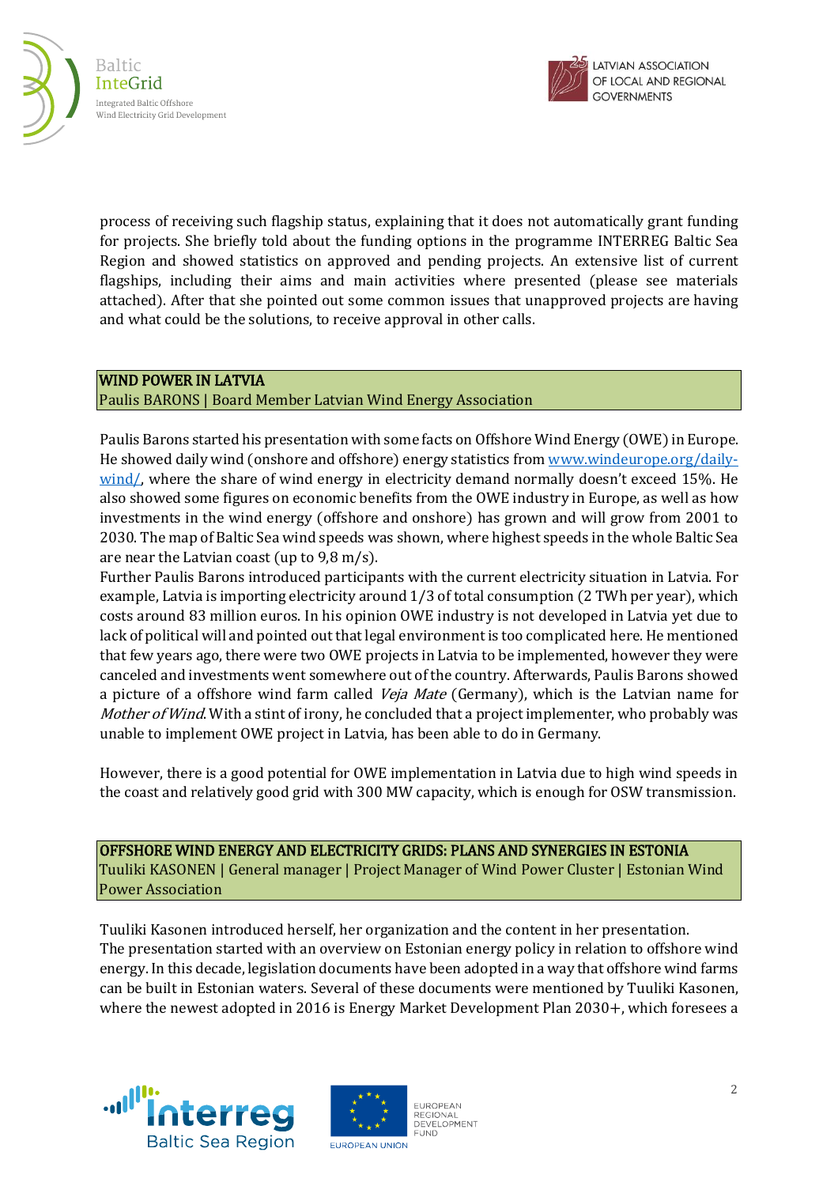process of receiving such flagship status, explaining that it does not automatically grant funding for projects. She briefly told about the funding options in the programme INTERREG Baltic Sea Region and showed statistics on approved and pending projects. An extensive list of current flagships, including their aims and main activities where presented (please see materials attached). After that she pointed out some common issues that unapproved projects are having and what could be the solutions, to receive approval in other calls.

## WIND POWER IN LATVIA

Paulis BARONS | Board Member Latvian Wind Energy Association

Paulis Barons started his presentation with some facts on Offshore Wind Energy (OWE) in Europe. He showed daily wind (onshore and offshore) energy statistics from [www.windeurope.org/daily-wind/](www.windeurope.org/daily-wind/), where the share of wind energy in electricity demand normally doesn't exceed 15%. He also showed some figures on economic benefits from the OWE industry in Europe, as well as how investments in the wind energy (offshore and onshore) has grown and will grow from 2001 to 2030. The map of Baltic Sea wind speeds was shown, where highest speeds in the whole Baltic Sea are near the Latvian coast (up to 9,8 m/s).
Further Paulis Barons introduced participants with the current electricity situation in Latvia. For example, Latvia is importing electricity around 1/3 of total consumption (2 TWh per year), which costs around 83 million euros. In his opinion OWE industry is not developed in Latvia yet due to lack of political will and pointed out that legal environment is too complicated here. He mentioned that few years ago, there were two OWE projects in Latvia to be implemented, however they were canceled and investments went somewhere out of the country. Afterwards, Paulis Barons showed a picture of a offshore wind farm called *Veja Mate* (Germany), which is the Latvian name for *Mother of Wind*. With a stint of irony, he concluded that a project implementer, who probably was unable to implement OWE project in Latvia, has been able to do in Germany.

However, there is a good potential for OWE implementation in Latvia due to high wind speeds in the coast and relatively good grid with 300 MW capacity, which is enough for OSW transmission.

## OFFSHORE WIND ENERGY AND ELECTRICITY GRIDS: PLANS AND SYNERGIES IN ESTONIA

Tuuliki KASONEN | General manager | Project Manager of Wind Power Cluster | Estonian Wind Power Association

Tuuliki Kasonen introduced herself, her organization and the content in her presentation.
The presentation started with an overview on Estonian energy policy in relation to offshore wind energy. In this decade, legislation documents have been adopted in a way that offshore wind farms can be built in Estonian waters. Several of these documents were mentioned by Tuuliki Kasonen, where the newest adopted in 2016 is Energy Market Development Plan 2030+, which foresees a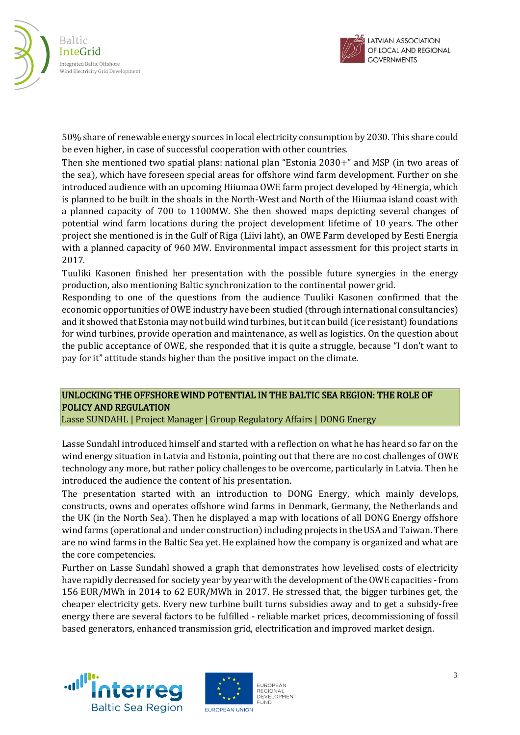50% share of renewable energy sources in local electricity consumption by 2030. This share could be even higher, in case of successful cooperation with other countries.

Then she mentioned two spatial plans: national plan "Estonia 2030+" and MSP (in two areas of the sea), which have foreseen special areas for offshore wind farm development. Further on she introduced audience with an upcoming Hiiumaa OWE farm project developed by 4Energia, which is planned to be built in the shoals in the North-West and North of the Hiiumaa island coast with a planned capacity of 700 to 1100MW. She then showed maps depicting several changes of potential wind farm locations during the project development lifetime of 10 years. The other project she mentioned is in the Gulf of Riga (Liivi laht), an OWE Farm developed by Eesti Energia with a planned capacity of 960 MW. Environmental impact assessment for this project starts in 2017.

Tuuliki Kasonen finished her presentation with the possible future synergies in the energy production, also mentioning Baltic synchronization to the continental power grid.

Responding to one of the questions from the audience Tuuliki Kasonen confirmed that the economic opportunities of OWE industry have been studied (through international consultancies) and it showed that Estonia may not build wind turbines, but it can build (ice resistant) foundations for wind turbines, provide operation and maintenance, as well as logistics. On the question about the public acceptance of OWE, she responded that it is quite a struggle, because "I don't want to pay for it" attitude stands higher than the positive impact on the climate.

## UNLOCKING THE OFFSHORE WIND POTENTIAL IN THE BALTIC SEA REGION: THE ROLE OF POLICY AND REGULATION

Lasse SUNDAHL | Project Manager | Group Regulatory Affairs | DONG Energy

Lasse Sundahl introduced himself and started with a reflection on what he has heard so far on the wind energy situation in Latvia and Estonia, pointing out that there are no cost challenges of OWE technology any more, but rather policy challenges to be overcome, particularly in Latvia. Then he introduced the audience the content of his presentation.

The presentation started with an introduction to DONG Energy, which mainly develops, constructs, owns and operates offshore wind farms in Denmark, Germany, the Netherlands and the UK (in the North Sea). Then he displayed a map with locations of all DONG Energy offshore wind farms (operational and under construction) including projects in the USA and Taiwan. There are no wind farms in the Baltic Sea yet. He explained how the company is organized and what are the core competencies.

Further on Lasse Sundahl showed a graph that demonstrates how levelised costs of electricity have rapidly decreased for society year by year with the development of the OWE capacities - from 156 EUR/MWh in 2014 to 62 EUR/MWh in 2017. He stressed that, the bigger turbines get, the cheaper electricity gets. Every new turbine built turns subsidies away and to get a subsidy-free energy there are several factors to be fulfilled - reliable market prices, decommissioning of fossil based generators, enhanced transmission grid, electrification and improved market design.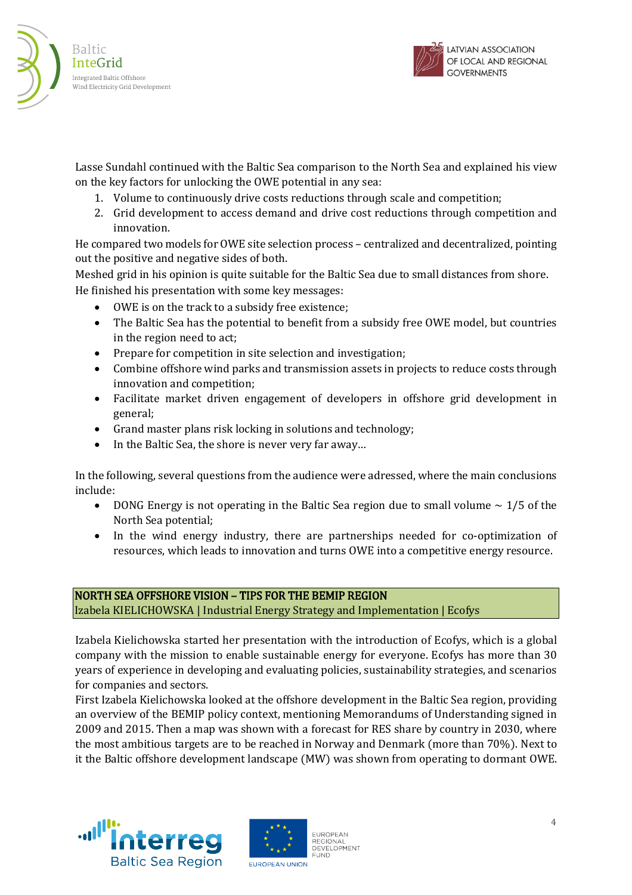Lasse Sundahl continued with the Baltic Sea comparison to the North Sea and explained his view on the key factors for unlocking the OWE potential in any sea:

1. Volume to continuously drive costs reductions through scale and competition;
2. Grid development to access demand and drive cost reductions through competition and innovation.

He compared two models for OWE site selection process – centralized and decentralized, pointing out the positive and negative sides of both.

Meshed grid in his opinion is quite suitable for the Baltic Sea due to small distances from shore.

He finished his presentation with some key messages:

- OWE is on the track to a subsidy free existence;
- The Baltic Sea has the potential to benefit from a subsidy free OWE model, but countries in the region need to act;
- Prepare for competition in site selection and investigation;
- Combine offshore wind parks and transmission assets in projects to reduce costs through innovation and competition;
- Facilitate market driven engagement of developers in offshore grid development in general;
- Grand master plans risk locking in solutions and technology;
- In the Baltic Sea, the shore is never very far away…

In the following, several questions from the audience were adressed, where the main conclusions include:

- DONG Energy is not operating in the Baltic Sea region due to small volume ~ 1/5 of the North Sea potential;
- In the wind energy industry, there are partnerships needed for co-optimization of resources, which leads to innovation and turns OWE into a competitive energy resource.

## NORTH SEA OFFSHORE VISION – TIPS FOR THE BEMIP REGION

Izabela KIELICHOWSKA | Industrial Energy Strategy and Implementation | Ecofys

Izabela Kielichowska started her presentation with the introduction of Ecofys, which is a global company with the mission to enable sustainable energy for everyone. Ecofys has more than 30 years of experience in developing and evaluating policies, sustainability strategies, and scenarios for companies and sectors.

First Izabela Kielichowska looked at the offshore development in the Baltic Sea region, providing an overview of the BEMIP policy context, mentioning Memorandums of Understanding signed in 2009 and 2015. Then a map was shown with a forecast for RES share by country in 2030, where the most ambitious targets are to be reached in Norway and Denmark (more than 70%). Next to it the Baltic offshore development landscape (MW) was shown from operating to dormant OWE.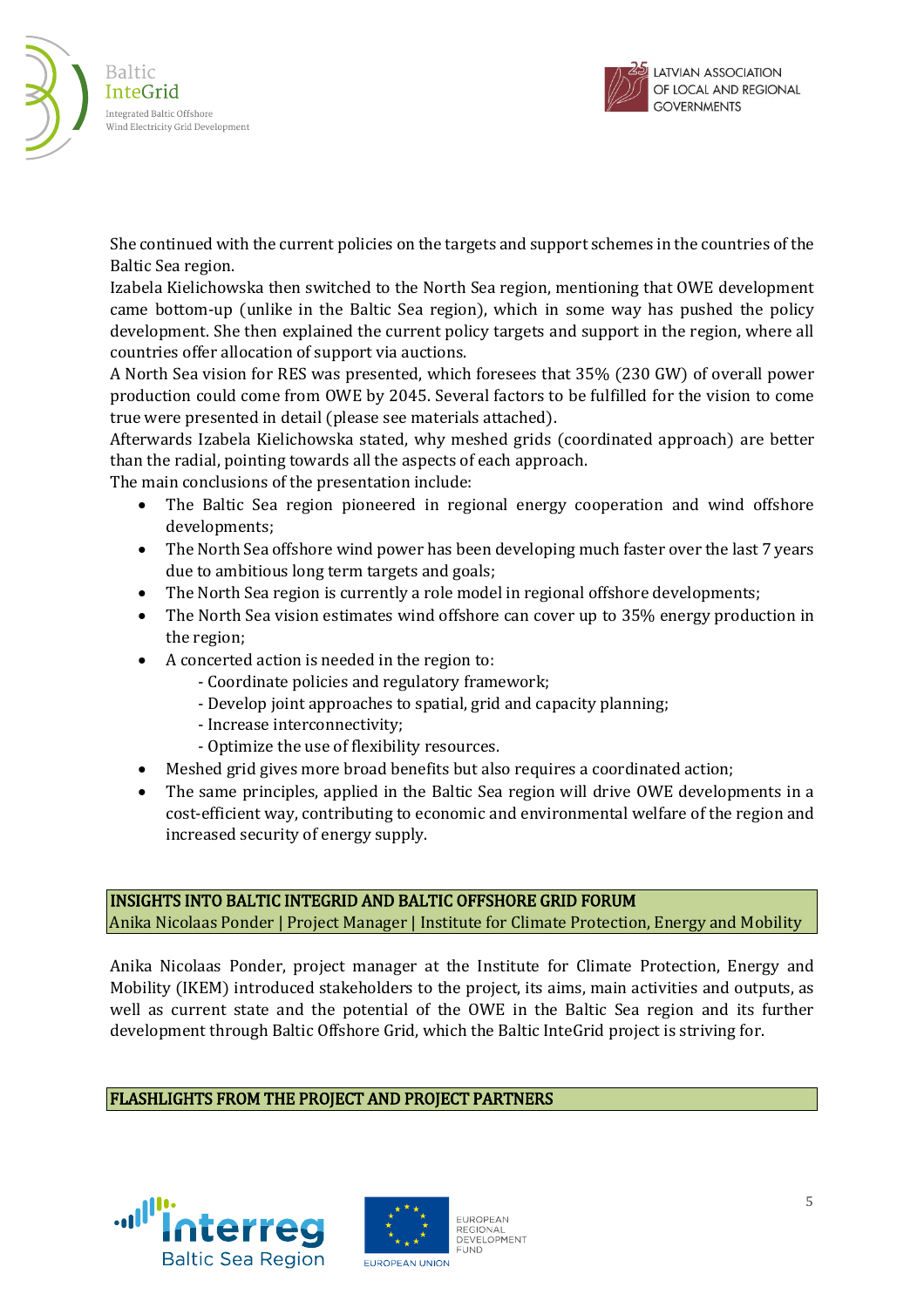She continued with the current policies on the targets and support schemes in the countries of the Baltic Sea region.

Izabela Kielichowska then switched to the North Sea region, mentioning that OWE development came bottom-up (unlike in the Baltic Sea region), which in some way has pushed the policy development. She then explained the current policy targets and support in the region, where all countries offer allocation of support via auctions.

A North Sea vision for RES was presented, which foresees that 35% (230 GW) of overall power production could come from OWE by 2045. Several factors to be fulfilled for the vision to come true were presented in detail (please see materials attached).

Afterwards Izabela Kielichowska stated, why meshed grids (coordinated approach) are better than the radial, pointing towards all the aspects of each approach.

The main conclusions of the presentation include:

- The Baltic Sea region pioneered in regional energy cooperation and wind offshore developments;
- The North Sea offshore wind power has been developing much faster over the last 7 years due to ambitious long term targets and goals;
- The North Sea region is currently a role model in regional offshore developments;
- The North Sea vision estimates wind offshore can cover up to 35% energy production in the region;
- A concerted action is needed in the region to:
  - Coordinate policies and regulatory framework;
  - Develop joint approaches to spatial, grid and capacity planning;
  - Increase interconnectivity;
  - Optimize the use of flexibility resources.
- Meshed grid gives more broad benefits but also requires a coordinated action;
- The same principles, applied in the Baltic Sea region will drive OWE developments in a cost-efficient way, contributing to economic and environmental welfare of the region and increased security of energy supply.

## INSIGHTS INTO BALTIC INTEGRID AND BALTIC OFFSHORE GRID FORUM

Anika Nicolaas Ponder | Project Manager | Institute for Climate Protection, Energy and Mobility

Anika Nicolaas Ponder, project manager at the Institute for Climate Protection, Energy and Mobility (IKEM) introduced stakeholders to the project, its aims, main activities and outputs, as well as current state and the potential of the OWE in the Baltic Sea region and its further development through Baltic Offshore Grid, which the Baltic InteGrid project is striving for.

## FLASHLIGHTS FROM THE PROJECT AND PROJECT PARTNERS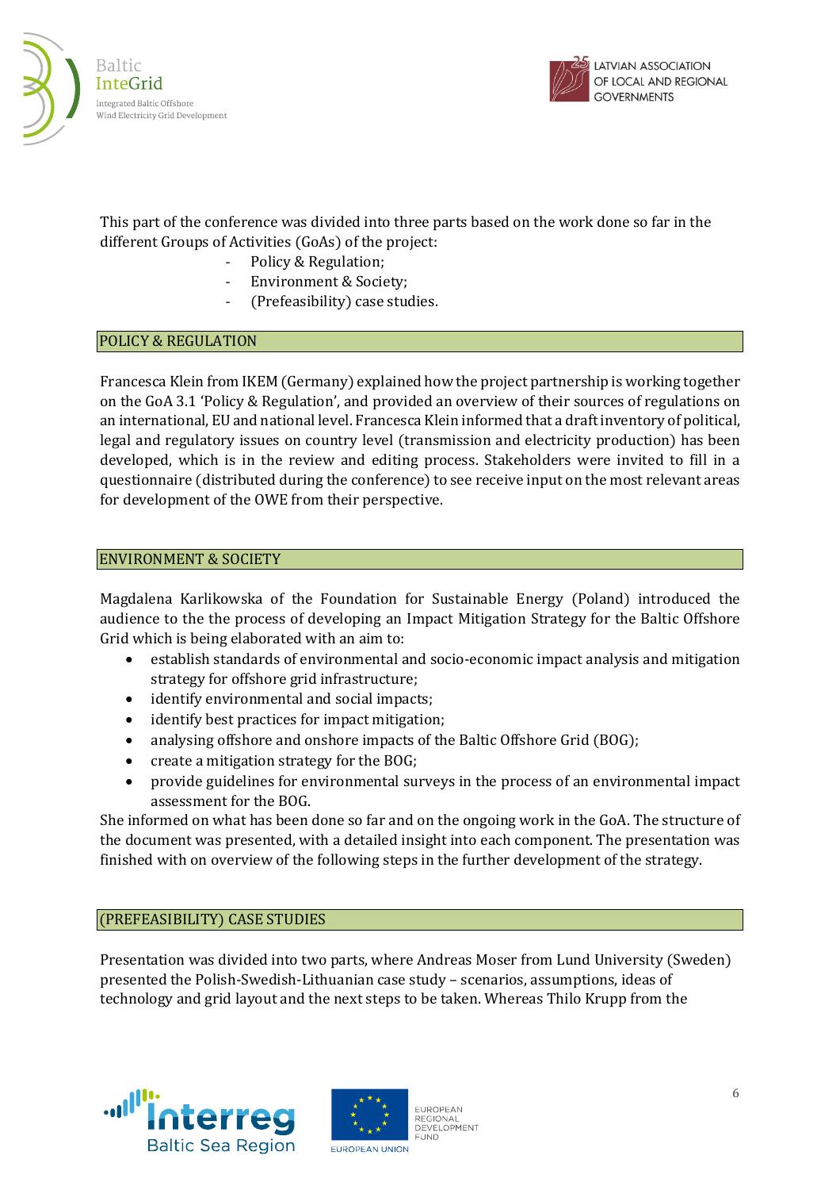This part of the conference was divided into three parts based on the work done so far in the different Groups of Activities (GoAs) of the project:

- Policy & Regulation;
- Environment & Society;
- (Prefeasibility) case studies.

## POLICY & REGULATION

Francesca Klein from IKEM (Germany) explained how the project partnership is working together on the GoA 3.1 'Policy & Regulation', and provided an overview of their sources of regulations on an international, EU and national level. Francesca Klein informed that a draft inventory of political, legal and regulatory issues on country level (transmission and electricity production) has been developed, which is in the review and editing process. Stakeholders were invited to fill in a questionnaire (distributed during the conference) to see receive input on the most relevant areas for development of the OWE from their perspective.

## ENVIRONMENT & SOCIETY

Magdalena Karlikowska of the Foundation for Sustainable Energy (Poland) introduced the audience to the the process of developing an Impact Mitigation Strategy for the Baltic Offshore Grid which is being elaborated with an aim to:

- establish standards of environmental and socio-economic impact analysis and mitigation strategy for offshore grid infrastructure;
- identify environmental and social impacts;
- identify best practices for impact mitigation;
- analysing offshore and onshore impacts of the Baltic Offshore Grid (BOG);
- create a mitigation strategy for the BOG;
- provide guidelines for environmental surveys in the process of an environmental impact assessment for the BOG.

She informed on what has been done so far and on the ongoing work in the GoA. The structure of the document was presented, with a detailed insight into each component. The presentation was finished with on overview of the following steps in the further development of the strategy.

## (PREFEASIBILITY) CASE STUDIES

Presentation was divided into two parts, where Andreas Moser from Lund University (Sweden) presented the Polish-Swedish-Lithuanian case study – scenarios, assumptions, ideas of technology and grid layout and the next steps to be taken. Whereas Thilo Krupp from the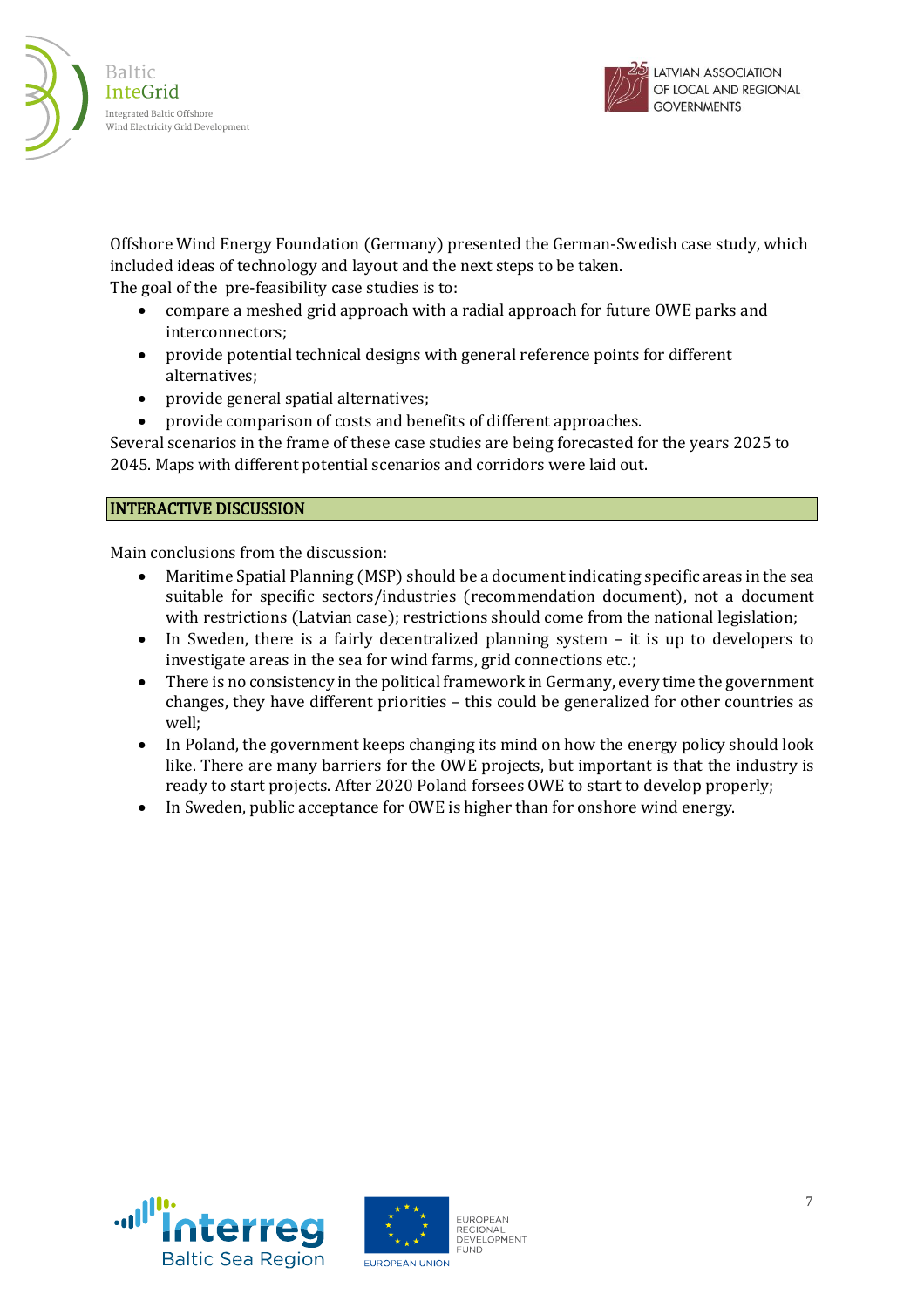Offshore Wind Energy Foundation (Germany) presented the German-Swedish case study, which included ideas of technology and layout and the next steps to be taken.

The goal of the pre-feasibility case studies is to:

- compare a meshed grid approach with a radial approach for future OWE parks and interconnectors;
- provide potential technical designs with general reference points for different alternatives;
- provide general spatial alternatives;
- provide comparison of costs and benefits of different approaches.

Several scenarios in the frame of these case studies are being forecasted for the years 2025 to 2045. Maps with different potential scenarios and corridors were laid out.

## INTERACTIVE DISCUSSION

Main conclusions from the discussion:

- Maritime Spatial Planning (MSP) should be a document indicating specific areas in the sea suitable for specific sectors/industries (recommendation document), not a document with restrictions (Latvian case); restrictions should come from the national legislation;
- In Sweden, there is a fairly decentralized planning system – it is up to developers to investigate areas in the sea for wind farms, grid connections etc.;
- There is no consistency in the political framework in Germany, every time the government changes, they have different priorities – this could be generalized for other countries as well;
- In Poland, the government keeps changing its mind on how the energy policy should look like. There are many barriers for the OWE projects, but important is that the industry is ready to start projects. After 2020 Poland forsees OWE to start to develop properly;
- In Sweden, public acceptance for OWE is higher than for onshore wind energy.